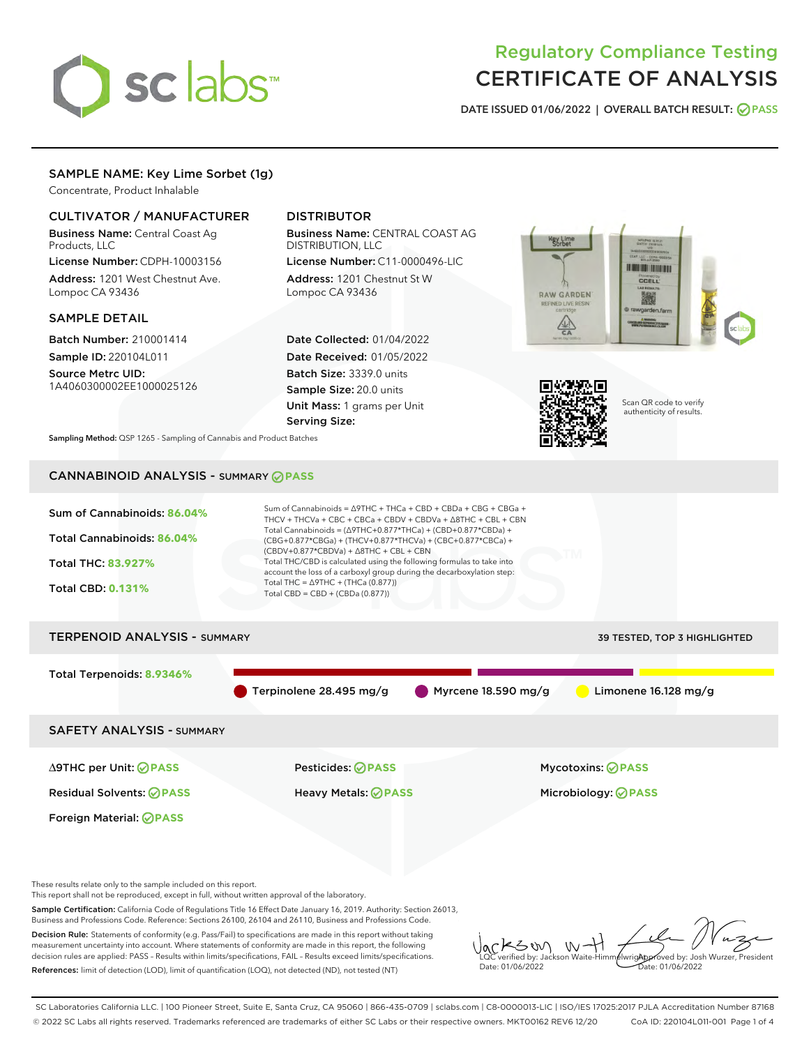# Regulatory Compliance Testing
# CERTIFICATE OF ANALYSIS

DATE ISSUED 01/06/2022 | OVERALL BATCH RESULT: PASS

## SAMPLE NAME: Key Lime Sorbet (1g)

Concentrate, Product Inhalable

### CULTIVATOR / MANUFACTURER

**Business Name:** Central Coast Ag Products, LLC

**License Number:** CDPH-10003156

**Address:** 1201 West Chestnut Ave. Lompoc CA 93436

### DISTRIBUTOR

**Business Name:** CENTRAL COAST AG DISTRIBUTION, LLC

**License Number:** C11-0000496-LIC

**Address:** 1201 Chestnut St W Lompoc CA 93436

### SAMPLE DETAIL

**Batch Number:** 210001414

**Sample ID:** 220104L011

**Source Metrc UID:** 1A4060300002EE1000025126

**Date Collected:** 01/04/2022

**Date Received:** 01/05/2022

**Batch Size:** 3339.0 units

**Sample Size:** 20.0 units

**Unit Mass:** 1 grams per Unit

**Serving Size:**

Scan QR code to verify authenticity of results.

**Sampling Method:** QSP 1265 - Sampling of Cannabis and Product Batches

## CANNABINOID ANALYSIS - SUMMARY PASS

Sum of Cannabinoids: 86.04%

Total Cannabinoids: 86.04%

Total THC: 83.927%

Total CBD: 0.131%

Sum of Cannabinoids = Δ9THC + THCa + CBD + CBDa + CBG + CBGa + THCV + THCVa + CBC + CBCa + CBDV + CBDVa + Δ8THC + CBL + CBN

Total Cannabinoids = (Δ9THC+0.877*THCa) + (CBD+0.877*CBDa) + (CBG+0.877*CBGa) + (THCV+0.877*THCVa) + (CBC+0.877*CBCa) + (CBDV+0.877*CBDVa) + Δ8THC + CBL + CBN

Total THC/CBD is calculated using the following formulas to take into account the loss of a carboxyl group during the decarboxylation step:

Total THC = Δ9THC + (THCa (0.877))

Total CBD = CBD + (CBDa (0.877))

## TERPENOID ANALYSIS - SUMMARY

39 TESTED, TOP 3 HIGHLIGHTED

Total Terpenoids: 8.9346%

Terpinolene 28.495 mg/g

Myrcene 18.590 mg/g

Limonene 16.128 mg/g

## SAFETY ANALYSIS - SUMMARY

| | | |
|---|---|---|
| Δ9THC per Unit: PASS | Pesticides: PASS | Mycotoxins: PASS |
| Residual Solvents: PASS | Heavy Metals: PASS | Microbiology: PASS |
| Foreign Material: PASS | | |

These results relate only to the sample included on this report.

This report shall not be reproduced, except in full, without written approval of the laboratory.

**Sample Certification:** California Code of Regulations Title 16 Effect Date January 16, 2019. Authority: Section 26013, Business and Professions Code. Reference: Sections 26100, 26104 and 26110, Business and Professions Code.

**Decision Rule:** Statements of conformity (e.g. Pass/Fail) to specifications are made in this report without taking measurement uncertainty into account. Where statements of conformity are made in this report, the following decision rules are applied: PASS – Results within limits/specifications, FAIL – Results exceed limits/specifications.

**References:** limit of detection (LOD), limit of quantification (LOQ), not detected (ND), not tested (NT)

LQC verified by: Jackson Waite-Himmelwright
Date: 01/06/2022

Approved by: Josh Wurzer, President
Date: 01/06/2022

SC Laboratories California LLC. | 100 Pioneer Street, Suite E, Santa Cruz, CA 95060 | 866-435-0709 | sclabs.com | C8-0000013-LIC | ISO/IES 17025:2017 PJLA Accreditation Number 87168

© 2022 SC Labs all rights reserved. Trademarks referenced are trademarks of either SC Labs or their respective owners. MKT00162 REV6 12/20 CoA ID: 220104L011-001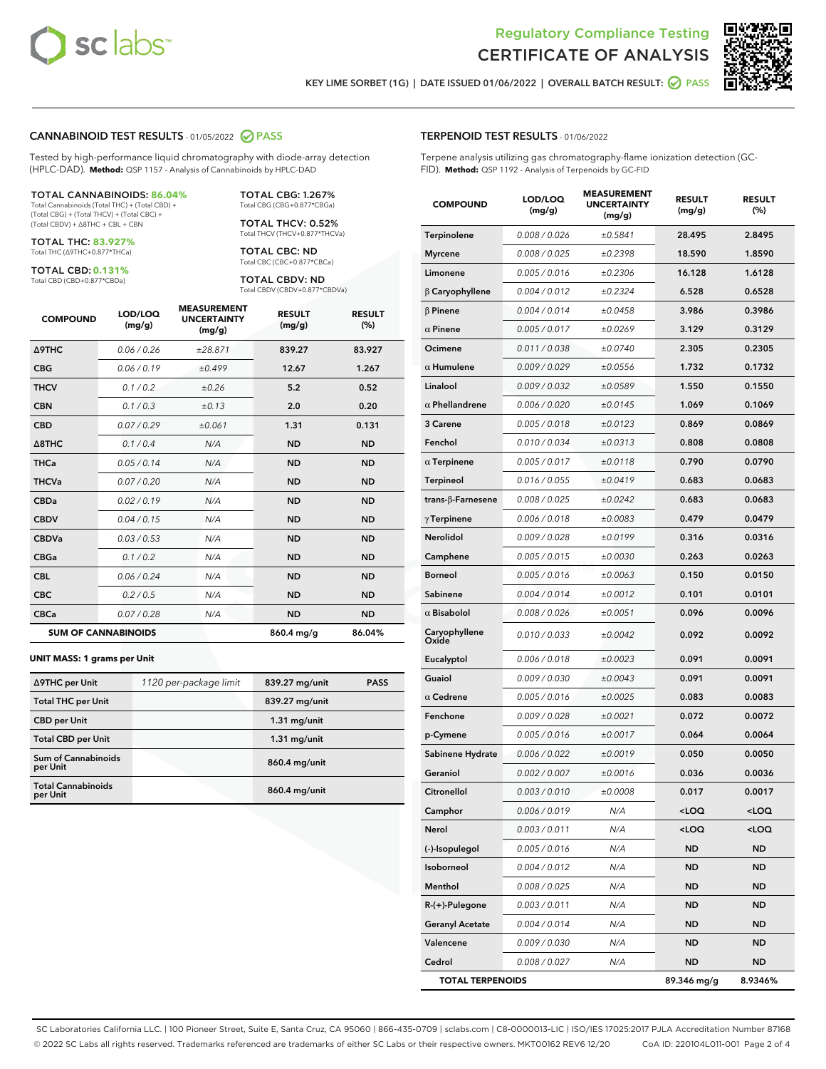# Regulatory Compliance Testing
# CERTIFICATE OF ANALYSIS

KEY LIME SORBET (1G) | DATE ISSUED 01/06/2022 | OVERALL BATCH RESULT: PASS

## CANNABINOID TEST RESULTS - 01/05/2022 PASS

Tested by high-performance liquid chromatography with diode-array detection (HPLC-DAD). **Method:** QSP 1157 - Analysis of Cannabinoids by HPLC-DAD

**TOTAL CANNABINOIDS: 86.04%**
Total Cannabinoids (Total THC) + (Total CBD) + (Total CBG) + (Total THCV) + (Total CBC) + (Total CBDV) + Δ8THC + CBL + CBN

**TOTAL THC: 83.927%**
Total THC (Δ9THC+0.877*THCa)

**TOTAL CBD: 0.131%**
Total CBD (CBD+0.877*CBDa)

**TOTAL CBG: 1.267%**
Total CBG (CBG+0.877*CBGa)

**TOTAL THCV: 0.52%**
Total THCV (THCV+0.877*THCVa)

**TOTAL CBC: ND**
Total CBC (CBC+0.877*CBCa)

**TOTAL CBDV: ND**
Total CBDV (CBDV+0.877*CBDVa)

| COMPOUND | LOD/LOQ (mg/g) | MEASUREMENT UNCERTAINTY (mg/g) | RESULT (mg/g) | RESULT (%) |
|---|---|---|---|---|
| Δ9THC | 0.06 / 0.26 | ±28.871 | 839.27 | 83.927 |
| CBG | 0.06 / 0.19 | ±0.499 | 12.67 | 1.267 |
| THCV | 0.1 / 0.2 | ±0.26 | 5.2 | 0.52 |
| CBN | 0.1 / 0.3 | ±0.13 | 2.0 | 0.20 |
| CBD | 0.07 / 0.29 | ±0.061 | 1.31 | 0.131 |
| Δ8THC | 0.1 / 0.4 | N/A | ND | ND |
| THCa | 0.05 / 0.14 | N/A | ND | ND |
| THCVa | 0.07 / 0.20 | N/A | ND | ND |
| CBDa | 0.02 / 0.19 | N/A | ND | ND |
| CBDV | 0.04 / 0.15 | N/A | ND | ND |
| CBDVa | 0.03 / 0.53 | N/A | ND | ND |
| CBGa | 0.1 / 0.2 | N/A | ND | ND |
| CBL | 0.06 / 0.24 | N/A | ND | ND |
| CBC | 0.2 / 0.5 | N/A | ND | ND |
| CBCa | 0.07 / 0.28 | N/A | ND | ND |
| **SUM OF CANNABINOIDS** | | | 860.4 mg/g | 86.04% |

**UNIT MASS: 1 grams per Unit**

| | | | |
|---|---|---|---|
| Δ9THC per Unit | 1120 per-package limit | 839.27 mg/unit | PASS |
| Total THC per Unit | | 839.27 mg/unit | |
| CBD per Unit | | 1.31 mg/unit | |
| Total CBD per Unit | | 1.31 mg/unit | |
| Sum of Cannabinoids per Unit | | 860.4 mg/unit | |
| Total Cannabinoids per Unit | | 860.4 mg/unit | |

## TERPENOID TEST RESULTS - 01/06/2022

Terpene analysis utilizing gas chromatography-flame ionization detection (GC-FID). **Method:** QSP 1192 - Analysis of Terpenoids by GC-FID

| COMPOUND | LOD/LOQ (mg/g) | MEASUREMENT UNCERTAINTY (mg/g) | RESULT (mg/g) | RESULT (%) |
|---|---|---|---|---|
| Terpinolene | 0.008 / 0.026 | ±0.5841 | 28.495 | 2.8495 |
| Myrcene | 0.008 / 0.025 | ±0.2398 | 18.590 | 1.8590 |
| Limonene | 0.005 / 0.016 | ±0.2306 | 16.128 | 1.6128 |
| β Caryophyllene | 0.004 / 0.012 | ±0.2324 | 6.528 | 0.6528 |
| β Pinene | 0.004 / 0.014 | ±0.0458 | 3.986 | 0.3986 |
| α Pinene | 0.005 / 0.017 | ±0.0269 | 3.129 | 0.3129 |
| Ocimene | 0.011 / 0.038 | ±0.0740 | 2.305 | 0.2305 |
| α Humulene | 0.009 / 0.029 | ±0.0556 | 1.732 | 0.1732 |
| Linalool | 0.009 / 0.032 | ±0.0589 | 1.550 | 0.1550 |
| α Phellandrene | 0.006 / 0.020 | ±0.0145 | 1.069 | 0.1069 |
| 3 Carene | 0.005 / 0.018 | ±0.0123 | 0.869 | 0.0869 |
| Fenchol | 0.010 / 0.034 | ±0.0313 | 0.808 | 0.0808 |
| α Terpinene | 0.005 / 0.017 | ±0.0118 | 0.790 | 0.0790 |
| Terpineol | 0.016 / 0.055 | ±0.0419 | 0.683 | 0.0683 |
| trans-β-Farnesene | 0.008 / 0.025 | ±0.0242 | 0.683 | 0.0683 |
| γ Terpinene | 0.006 / 0.018 | ±0.0083 | 0.479 | 0.0479 |
| Nerolidol | 0.009 / 0.028 | ±0.0199 | 0.316 | 0.0316 |
| Camphene | 0.005 / 0.015 | ±0.0030 | 0.263 | 0.0263 |
| Borneol | 0.005 / 0.016 | ±0.0063 | 0.150 | 0.0150 |
| Sabinene | 0.004 / 0.014 | ±0.0012 | 0.101 | 0.0101 |
| α Bisabolol | 0.008 / 0.026 | ±0.0051 | 0.096 | 0.0096 |
| Caryophyllene Oxide | 0.010 / 0.033 | ±0.0042 | 0.092 | 0.0092 |
| Eucalyptol | 0.006 / 0.018 | ±0.0023 | 0.091 | 0.0091 |
| Guaiol | 0.009 / 0.030 | ±0.0043 | 0.091 | 0.0091 |
| α Cedrene | 0.005 / 0.016 | ±0.0025 | 0.083 | 0.0083 |
| Fenchone | 0.009 / 0.028 | ±0.0021 | 0.072 | 0.0072 |
| p-Cymene | 0.005 / 0.016 | ±0.0017 | 0.064 | 0.0064 |
| Sabinene Hydrate | 0.006 / 0.022 | ±0.0019 | 0.050 | 0.0050 |
| Geraniol | 0.002 / 0.007 | ±0.0016 | 0.036 | 0.0036 |
| Citronellol | 0.003 / 0.010 | ±0.0008 | 0.017 | 0.0017 |
| Camphor | 0.006 / 0.019 | N/A | <LOQ | <LOQ |
| Nerol | 0.003 / 0.011 | N/A | <LOQ | <LOQ |
| (-)-Isopulegol | 0.005 / 0.016 | N/A | ND | ND |
| Isoborneol | 0.004 / 0.012 | N/A | ND | ND |
| Menthol | 0.008 / 0.025 | N/A | ND | ND |
| R-(+)-Pulegone | 0.003 / 0.011 | N/A | ND | ND |
| Geranyl Acetate | 0.004 / 0.014 | N/A | ND | ND |
| Valencene | 0.009 / 0.030 | N/A | ND | ND |
| Cedrol | 0.008 / 0.027 | N/A | ND | ND |
| **TOTAL TERPENOIDS** | | | 89.346 mg/g | 8.9346% |

SC Laboratories California LLC. | 100 Pioneer Street, Suite E, Santa Cruz, CA 95060 | 866-435-0709 | sclabs.com | C8-0000013-LIC | ISO/IES 17025:2017 PJLA Accreditation Number 87168
© 2022 SC Labs all rights reserved. Trademarks referenced are trademarks of either SC Labs or their respective owners. MKT00162 REV6 12/20 CoA ID: 220104L011-001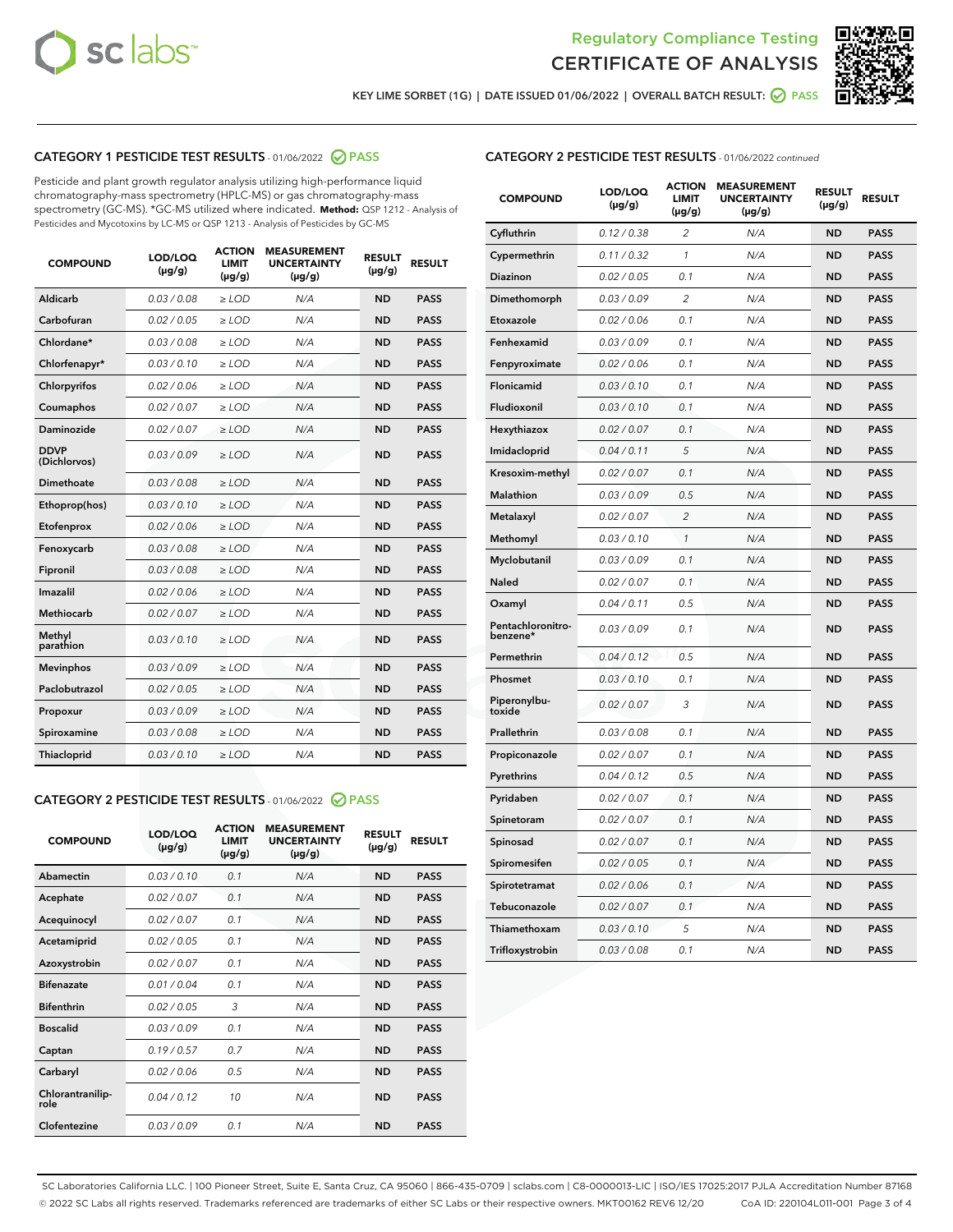KEY LIME SORBET (1G) | DATE ISSUED 01/06/2022 | OVERALL BATCH RESULT: PASS

## CATEGORY 1 PESTICIDE TEST RESULTS - 01/06/2022 PASS

Pesticide and plant growth regulator analysis utilizing high-performance liquid chromatography-mass spectrometry (HPLC-MS) or gas chromatography-mass spectrometry (GC-MS). *GC-MS utilized where indicated. **Method:** QSP 1212 - Analysis of Pesticides and Mycotoxins by LC-MS or QSP 1213 - Analysis of Pesticides by GC-MS

| COMPOUND | LOD/LOQ (µg/g) | ACTION LIMIT (µg/g) | MEASUREMENT UNCERTAINTY (µg/g) | RESULT (µg/g) | RESULT |
|---|---|---|---|---|---|
| Aldicarb | 0.03 / 0.08 | ≥ LOD | N/A | ND | PASS |
| Carbofuran | 0.02 / 0.05 | ≥ LOD | N/A | ND | PASS |
| Chlordane* | 0.03 / 0.08 | ≥ LOD | N/A | ND | PASS |
| Chlorfenapyr* | 0.03 / 0.10 | ≥ LOD | N/A | ND | PASS |
| Chlorpyrifos | 0.02 / 0.06 | ≥ LOD | N/A | ND | PASS |
| Coumaphos | 0.02 / 0.07 | ≥ LOD | N/A | ND | PASS |
| Daminozide | 0.02 / 0.07 | ≥ LOD | N/A | ND | PASS |
| DDVP (Dichlorvos) | 0.03 / 0.09 | ≥ LOD | N/A | ND | PASS |
| Dimethoate | 0.03 / 0.08 | ≥ LOD | N/A | ND | PASS |
| Ethoprop(hos) | 0.03 / 0.10 | ≥ LOD | N/A | ND | PASS |
| Etofenprox | 0.02 / 0.06 | ≥ LOD | N/A | ND | PASS |
| Fenoxycarb | 0.03 / 0.08 | ≥ LOD | N/A | ND | PASS |
| Fipronil | 0.03 / 0.08 | ≥ LOD | N/A | ND | PASS |
| Imazalil | 0.02 / 0.06 | ≥ LOD | N/A | ND | PASS |
| Methiocarb | 0.02 / 0.07 | ≥ LOD | N/A | ND | PASS |
| Methyl parathion | 0.03 / 0.10 | ≥ LOD | N/A | ND | PASS |
| Mevinphos | 0.03 / 0.09 | ≥ LOD | N/A | ND | PASS |
| Paclobutrazol | 0.02 / 0.05 | ≥ LOD | N/A | ND | PASS |
| Propoxur | 0.03 / 0.09 | ≥ LOD | N/A | ND | PASS |
| Spiroxamine | 0.03 / 0.08 | ≥ LOD | N/A | ND | PASS |
| Thiacloprid | 0.03 / 0.10 | ≥ LOD | N/A | ND | PASS |

## CATEGORY 2 PESTICIDE TEST RESULTS - 01/06/2022 PASS

| COMPOUND | LOD/LOQ (µg/g) | ACTION LIMIT (µg/g) | MEASUREMENT UNCERTAINTY (µg/g) | RESULT (µg/g) | RESULT |
|---|---|---|---|---|---|
| Abamectin | 0.03 / 0.10 | 0.1 | N/A | ND | PASS |
| Acephate | 0.02 / 0.07 | 0.1 | N/A | ND | PASS |
| Acequinocyl | 0.02 / 0.07 | 0.1 | N/A | ND | PASS |
| Acetamiprid | 0.02 / 0.05 | 0.1 | N/A | ND | PASS |
| Azoxystrobin | 0.02 / 0.07 | 0.1 | N/A | ND | PASS |
| Bifenazate | 0.01 / 0.04 | 0.1 | N/A | ND | PASS |
| Bifenthrin | 0.02 / 0.05 | 3 | N/A | ND | PASS |
| Boscalid | 0.03 / 0.09 | 0.1 | N/A | ND | PASS |
| Captan | 0.19 / 0.57 | 0.7 | N/A | ND | PASS |
| Carbaryl | 0.02 / 0.06 | 0.5 | N/A | ND | PASS |
| Chlorantraniliprole | 0.04 / 0.12 | 10 | N/A | ND | PASS |
| Clofentezine | 0.03 / 0.09 | 0.1 | N/A | ND | PASS |
| Cyfluthrin | 0.12 / 0.38 | 2 | N/A | ND | PASS |
| Cypermethrin | 0.11 / 0.32 | 1 | N/A | ND | PASS |
| Diazinon | 0.02 / 0.05 | 0.1 | N/A | ND | PASS |
| Dimethomorph | 0.03 / 0.09 | 2 | N/A | ND | PASS |
| Etoxazole | 0.02 / 0.06 | 0.1 | N/A | ND | PASS |
| Fenhexamid | 0.03 / 0.09 | 0.1 | N/A | ND | PASS |
| Fenpyroximate | 0.02 / 0.06 | 0.1 | N/A | ND | PASS |
| Flonicamid | 0.03 / 0.10 | 0.1 | N/A | ND | PASS |
| Fludioxonil | 0.03 / 0.10 | 0.1 | N/A | ND | PASS |
| Hexythiazox | 0.02 / 0.07 | 0.1 | N/A | ND | PASS |
| Imidacloprid | 0.04 / 0.11 | 5 | N/A | ND | PASS |
| Kresoxim-methyl | 0.02 / 0.07 | 0.1 | N/A | ND | PASS |
| Malathion | 0.03 / 0.09 | 0.5 | N/A | ND | PASS |
| Metalaxyl | 0.02 / 0.07 | 2 | N/A | ND | PASS |
| Methomyl | 0.03 / 0.10 | 1 | N/A | ND | PASS |
| Myclobutanil | 0.03 / 0.09 | 0.1 | N/A | ND | PASS |
| Naled | 0.02 / 0.07 | 0.1 | N/A | ND | PASS |
| Oxamyl | 0.04 / 0.11 | 0.5 | N/A | ND | PASS |
| Pentachloronitrobenzene* | 0.03 / 0.09 | 0.1 | N/A | ND | PASS |
| Permethrin | 0.04 / 0.12 | 0.5 | N/A | ND | PASS |
| Phosmet | 0.03 / 0.10 | 0.1 | N/A | ND | PASS |
| Piperonylbutoxide | 0.02 / 0.07 | 3 | N/A | ND | PASS |
| Prallethrin | 0.03 / 0.08 | 0.1 | N/A | ND | PASS |
| Propiconazole | 0.02 / 0.07 | 0.1 | N/A | ND | PASS |
| Pyrethrins | 0.04 / 0.12 | 0.5 | N/A | ND | PASS |
| Pyridaben | 0.02 / 0.07 | 0.1 | N/A | ND | PASS |
| Spinetoram | 0.02 / 0.07 | 0.1 | N/A | ND | PASS |
| Spinosad | 0.02 / 0.07 | 0.1 | N/A | ND | PASS |
| Spiromesifen | 0.02 / 0.05 | 0.1 | N/A | ND | PASS |
| Spirotetramat | 0.02 / 0.06 | 0.1 | N/A | ND | PASS |
| Tebuconazole | 0.02 / 0.07 | 0.1 | N/A | ND | PASS |
| Thiamethoxam | 0.03 / 0.10 | 5 | N/A | ND | PASS |
| Trifloxystrobin | 0.03 / 0.08 | 0.1 | N/A | ND | PASS |

SC Laboratories California LLC. | 100 Pioneer Street, Suite E, Santa Cruz, CA 95060 | 866-435-0709 | sclabs.com | C8-0000013-LIC | ISO/IES 17025:2017 PJLA Accreditation Number 87168
© 2022 SC Labs all rights reserved. Trademarks referenced are trademarks of either SC Labs or their respective owners. MKT00162 REV6 12/20 CoA ID: 220104L011-001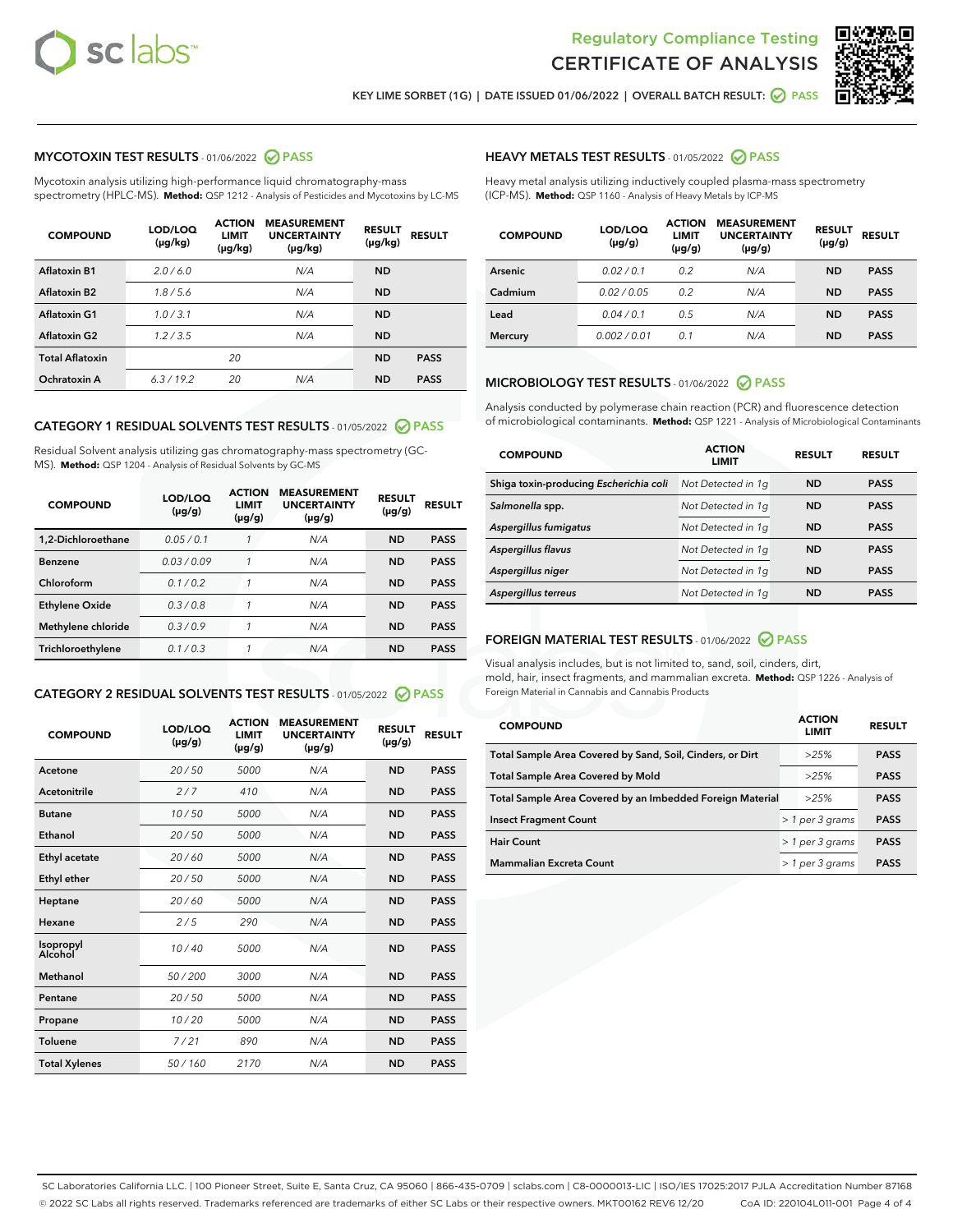Regulatory Compliance Testing

# CERTIFICATE OF ANALYSIS

KEY LIME SORBET (1G) | DATE ISSUED 01/06/2022 | OVERALL BATCH RESULT: PASS

## MYCOTOXIN TEST RESULTS - 01/06/2022 PASS

Mycotoxin analysis utilizing high-performance liquid chromatography-mass spectrometry (HPLC-MS). **Method:** QSP 1212 - Analysis of Pesticides and Mycotoxins by LC-MS

| COMPOUND | LOD/LOQ (µg/kg) | ACTION LIMIT (µg/kg) | MEASUREMENT UNCERTAINTY (µg/kg) | RESULT (µg/kg) | RESULT |
|---|---|---|---|---|---|
| Aflatoxin B1 | 2.0 / 6.0 | | N/A | ND | |
| Aflatoxin B2 | 1.8 / 5.6 | | N/A | ND | |
| Aflatoxin G1 | 1.0 / 3.1 | | N/A | ND | |
| Aflatoxin G2 | 1.2 / 3.5 | | N/A | ND | |
| Total Aflatoxin | | 20 | | ND | PASS |
| Ochratoxin A | 6.3 / 19.2 | 20 | N/A | ND | PASS |

## CATEGORY 1 RESIDUAL SOLVENTS TEST RESULTS - 01/05/2022 PASS

Residual Solvent analysis utilizing gas chromatography-mass spectrometry (GC-MS). **Method:** QSP 1204 - Analysis of Residual Solvents by GC-MS

| COMPOUND | LOD/LOQ (µg/g) | ACTION LIMIT (µg/g) | MEASUREMENT UNCERTAINTY (µg/g) | RESULT (µg/g) | RESULT |
|---|---|---|---|---|---|
| 1,2-Dichloroethane | 0.05 / 0.1 | 1 | N/A | ND | PASS |
| Benzene | 0.03 / 0.09 | 1 | N/A | ND | PASS |
| Chloroform | 0.1 / 0.2 | 1 | N/A | ND | PASS |
| Ethylene Oxide | 0.3 / 0.8 | 1 | N/A | ND | PASS |
| Methylene chloride | 0.3 / 0.9 | 1 | N/A | ND | PASS |
| Trichloroethylene | 0.1 / 0.3 | 1 | N/A | ND | PASS |

## CATEGORY 2 RESIDUAL SOLVENTS TEST RESULTS - 01/05/2022 PASS

| COMPOUND | LOD/LOQ (µg/g) | ACTION LIMIT (µg/g) | MEASUREMENT UNCERTAINTY (µg/g) | RESULT (µg/g) | RESULT |
|---|---|---|---|---|---|
| Acetone | 20 / 50 | 5000 | N/A | ND | PASS |
| Acetonitrile | 2 / 7 | 410 | N/A | ND | PASS |
| Butane | 10 / 50 | 5000 | N/A | ND | PASS |
| Ethanol | 20 / 50 | 5000 | N/A | ND | PASS |
| Ethyl acetate | 20 / 60 | 5000 | N/A | ND | PASS |
| Ethyl ether | 20 / 50 | 5000 | N/A | ND | PASS |
| Heptane | 20 / 60 | 5000 | N/A | ND | PASS |
| Hexane | 2 / 5 | 290 | N/A | ND | PASS |
| Isopropyl Alcohol | 10 / 40 | 5000 | N/A | ND | PASS |
| Methanol | 50 / 200 | 3000 | N/A | ND | PASS |
| Pentane | 20 / 50 | 5000 | N/A | ND | PASS |
| Propane | 10 / 20 | 5000 | N/A | ND | PASS |
| Toluene | 7 / 21 | 890 | N/A | ND | PASS |
| Total Xylenes | 50 / 160 | 2170 | N/A | ND | PASS |

## HEAVY METALS TEST RESULTS - 01/05/2022 PASS

Heavy metal analysis utilizing inductively coupled plasma-mass spectrometry (ICP-MS). **Method:** QSP 1160 - Analysis of Heavy Metals by ICP-MS

| COMPOUND | LOD/LOQ (µg/g) | ACTION LIMIT (µg/g) | MEASUREMENT UNCERTAINTY (µg/g) | RESULT (µg/g) | RESULT |
|---|---|---|---|---|---|
| Arsenic | 0.02 / 0.1 | 0.2 | N/A | ND | PASS |
| Cadmium | 0.02 / 0.05 | 0.2 | N/A | ND | PASS |
| Lead | 0.04 / 0.1 | 0.5 | N/A | ND | PASS |
| Mercury | 0.002 / 0.01 | 0.1 | N/A | ND | PASS |

## MICROBIOLOGY TEST RESULTS - 01/06/2022 PASS

Analysis conducted by polymerase chain reaction (PCR) and fluorescence detection of microbiological contaminants. **Method:** QSP 1221 - Analysis of Microbiological Contaminants

| COMPOUND | ACTION LIMIT | RESULT | RESULT |
|---|---|---|---|
| Shiga toxin-producing *Escherichia coli* | Not Detected in 1g | ND | PASS |
| *Salmonella* spp. | Not Detected in 1g | ND | PASS |
| *Aspergillus fumigatus* | Not Detected in 1g | ND | PASS |
| *Aspergillus flavus* | Not Detected in 1g | ND | PASS |
| *Aspergillus niger* | Not Detected in 1g | ND | PASS |
| *Aspergillus terreus* | Not Detected in 1g | ND | PASS |

## FOREIGN MATERIAL TEST RESULTS - 01/06/2022 PASS

Visual analysis includes, but is not limited to, sand, soil, cinders, dirt, mold, hair, insect fragments, and mammalian excreta. **Method:** QSP 1226 - Analysis of Foreign Material in Cannabis and Cannabis Products

| COMPOUND | ACTION LIMIT | RESULT |
|---|---|---|
| Total Sample Area Covered by Sand, Soil, Cinders, or Dirt | >25% | PASS |
| Total Sample Area Covered by Mold | >25% | PASS |
| Total Sample Area Covered by an Imbedded Foreign Material | >25% | PASS |
| Insect Fragment Count | > 1 per 3 grams | PASS |
| Hair Count | > 1 per 3 grams | PASS |
| Mammalian Excreta Count | > 1 per 3 grams | PASS |

SC Laboratories California LLC. | 100 Pioneer Street, Suite E, Santa Cruz, CA 95060 | 866-435-0709 | sclabs.com | C8-0000013-LIC | ISO/IES 17025:2017 PJLA Accreditation Number 87168
© 2022 SC Labs all rights reserved. Trademarks referenced are trademarks of either SC Labs or their respective owners. MKT00162 REV6 12/20 CoA ID: 220104L011-001